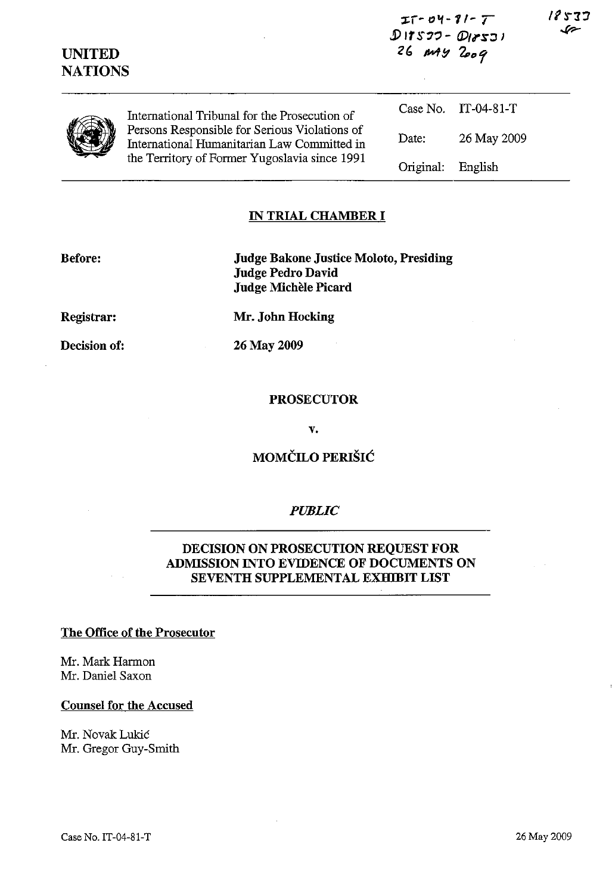IT-04-81-T
D18533 - D18531
26 MAY 2009

18533

UNITED NATIONS

International Tribunal for the Prosecution of Persons Responsible for Serious Violations of International Humanitarian Law Committed in the Territory of Former Yugoslavia since 1991

| | |
|---|---|
| Case No. | IT-04-81-T |
| Date: | 26 May 2009 |
| Original: | English |

## IN TRIAL CHAMBER I

**Before:** **Judge Bakone Justice Moloto, Presiding**
**Judge Pedro David**
**Judge Michèle Picard**

**Registrar:** **Mr. John Hocking**

**Decision of:** **26 May 2009**

**PROSECUTOR**

**v.**

**MOMČILO PERIŠIĆ**

***PUBLIC***

## DECISION ON PROSECUTION REQUEST FOR ADMISSION INTO EVIDENCE OF DOCUMENTS ON SEVENTH SUPPLEMENTAL EXHIBIT LIST

**The Office of the Prosecutor**

Mr. Mark Harmon
Mr. Daniel Saxon

**Counsel for the Accused**

Mr. Novak Lukić
Mr. Gregor Guy-Smith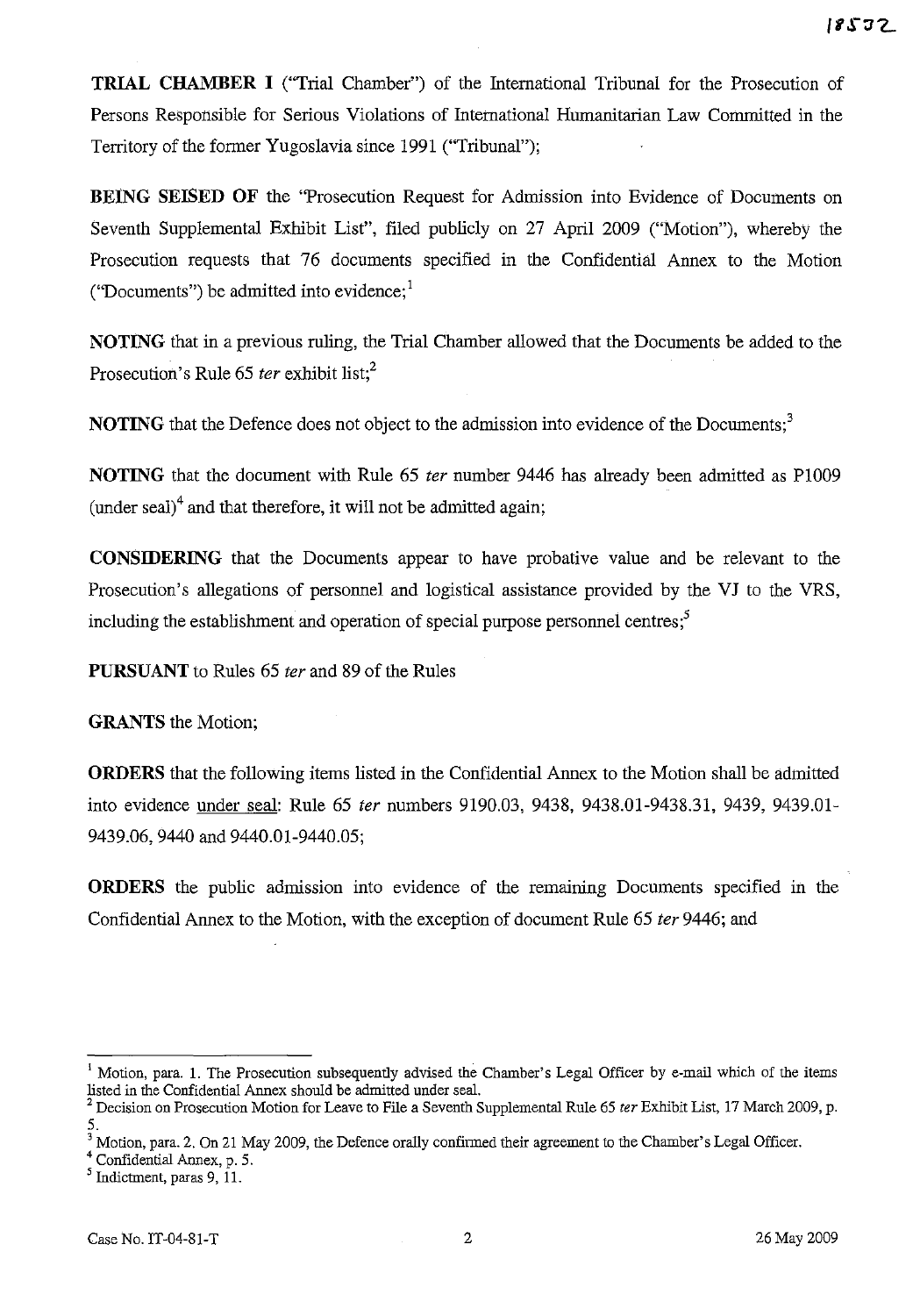**TRIAL CHAMBER I** ("Trial Chamber") of the International Tribunal for the Prosecution of Persons Responsible for Serious Violations of International Humanitarian Law Committed in the Territory of the former Yugoslavia since 1991 ("Tribunal");

**BEING SEISED OF** the "Prosecution Request for Admission into Evidence of Documents on Seventh Supplemental Exhibit List", filed publicly on 27 April 2009 ("Motion"), whereby the Prosecution requests that 76 documents specified in the Confidential Annex to the Motion ("Documents") be admitted into evidence;[1]

**NOTING** that in a previous ruling, the Trial Chamber allowed that the Documents be added to the Prosecution's Rule 65 *ter* exhibit list;[2]

**NOTING** that the Defence does not object to the admission into evidence of the Documents;[3]

**NOTING** that the document with Rule 65 *ter* number 9446 has already been admitted as P1009 (under seal)[4] and that therefore, it will not be admitted again;

**CONSIDERING** that the Documents appear to have probative value and be relevant to the Prosecution's allegations of personnel and logistical assistance provided by the VJ to the VRS, including the establishment and operation of special purpose personnel centres;[5]

**PURSUANT** to Rules 65 *ter* and 89 of the Rules

**GRANTS** the Motion;

**ORDERS** that the following items listed in the Confidential Annex to the Motion shall be admitted into evidence under seal: Rule 65 *ter* numbers 9190.03, 9438, 9438.01-9438.31, 9439, 9439.01-9439.06, 9440 and 9440.01-9440.05;

**ORDERS** the public admission into evidence of the remaining Documents specified in the Confidential Annex to the Motion, with the exception of document Rule 65 *ter* 9446; and

---

[1] Motion, para. 1. The Prosecution subsequently advised the Chamber's Legal Officer by e-mail which of the items listed in the Confidential Annex should be admitted under seal.

[2] Decision on Prosecution Motion for Leave to File a Seventh Supplemental Rule 65 *ter* Exhibit List, 17 March 2009, p. 5.

[3] Motion, para. 2. On 21 May 2009, the Defence orally confirmed their agreement to the Chamber's Legal Officer.

[4] Confidential Annex, p. 5.

[5] Indictment, paras 9, 11.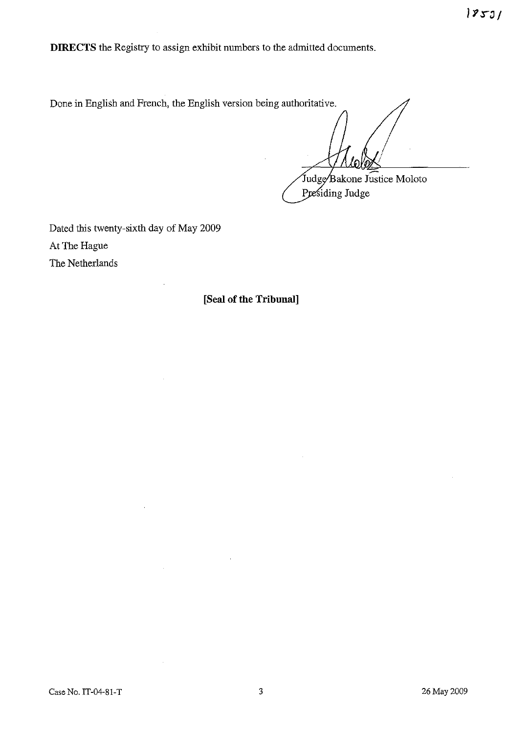**DIRECTS** the Registry to assign exhibit numbers to the admitted documents.

Done in English and French, the English version being authoritative.

Judge Bakone Justice Moloto
Presiding Judge

Dated this twenty-sixth day of May 2009
At The Hague
The Netherlands

**[Seal of the Tribunal]**